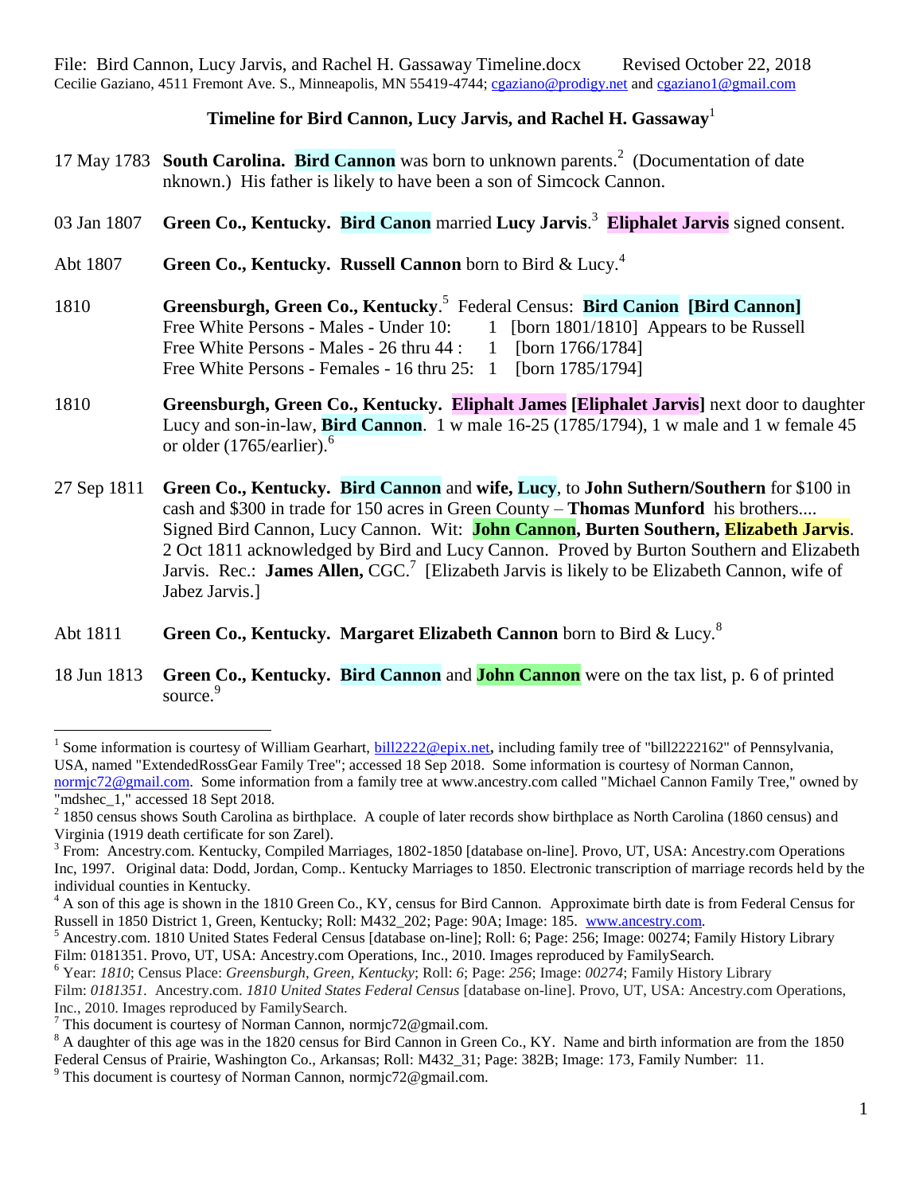File: Bird Cannon, Lucy Jarvis, and Rachel H. Gassaway Timeline.docx    Revised October 22, 2018
Cecilie Gaziano, 4511 Fremont Ave. S., Minneapolis, MN 55419-4744; cgaziano@prodigy.net and cgaziano1@gmail.com

**Timeline for Bird Cannon, Lucy Jarvis, and Rachel H. Gassaway**[1]

17 May 1783 **South Carolina. Bird Cannon** was born to unknown parents.[2] (Documentation of date nknown.) His father is likely to have been a son of Simcock Cannon.

03 Jan 1807 **Green Co., Kentucky. Bird Canon** married **Lucy Jarvis**.[3] **Eliphalet Jarvis** signed consent.

Abt 1807 **Green Co., Kentucky. Russell Cannon** born to Bird & Lucy.[4]

1810 **Greensburgh, Green Co., Kentucky**.[5] Federal Census: **Bird Canion [Bird Cannon]**
Free White Persons - Males - Under 10: 1 [born 1801/1810] Appears to be Russell
Free White Persons - Males - 26 thru 44 : 1 [born 1766/1784]
Free White Persons - Females - 16 thru 25: 1 [born 1785/1794]

1810 **Greensburgh, Green Co., Kentucky. Eliphalt James [Eliphalet Jarvis]** next door to daughter Lucy and son-in-law, **Bird Cannon**. 1 w male 16-25 (1785/1794), 1 w male and 1 w female 45 or older (1765/earlier).[6]

27 Sep 1811 **Green Co., Kentucky. Bird Cannon** and **wife, Lucy**, to **John Suthern/Southern** for $100 in cash and $300 in trade for 150 acres in Green County – **Thomas Munford** his brothers.... Signed Bird Cannon, Lucy Cannon. Wit: **John Cannon, Burten Southern, Elizabeth Jarvis**. 2 Oct 1811 acknowledged by Bird and Lucy Cannon. Proved by Burton Southern and Elizabeth Jarvis. Rec.: **James Allen,** CGC.[7] [Elizabeth Jarvis is likely to be Elizabeth Cannon, wife of Jabez Jarvis.]

Abt 1811 **Green Co., Kentucky. Margaret Elizabeth Cannon** born to Bird & Lucy.[8]

18 Jun 1813 **Green Co., Kentucky. Bird Cannon** and **John Cannon** were on the tax list, p. 6 of printed source.[9]

---

[1] Some information is courtesy of William Gearhart, bill2222@epix.net**,** including family tree of "bill2222162" of Pennsylvania, USA, named "ExtendedRossGear Family Tree"; accessed 18 Sep 2018. Some information is courtesy of Norman Cannon, normjc72@gmail.com. Some information from a family tree at www.ancestry.com called "Michael Cannon Family Tree," owned by "mdshec_1," accessed 18 Sept 2018.

[2] 1850 census shows South Carolina as birthplace. A couple of later records show birthplace as North Carolina (1860 census) and Virginia (1919 death certificate for son Zarel).

[3] From: Ancestry.com. Kentucky, Compiled Marriages, 1802-1850 [database on-line]. Provo, UT, USA: Ancestry.com Operations Inc, 1997. Original data: Dodd, Jordan, Comp.. Kentucky Marriages to 1850. Electronic transcription of marriage records held by the individual counties in Kentucky.

[4] A son of this age is shown in the 1810 Green Co., KY, census for Bird Cannon. Approximate birth date is from Federal Census for Russell in 1850 District 1, Green, Kentucky; Roll: M432_202; Page: 90A; Image: 185. www.ancestry.com.

[5] Ancestry.com. 1810 United States Federal Census [database on-line]; Roll: 6; Page: 256; Image: 00274; Family History Library Film: 0181351. Provo, UT, USA: Ancestry.com Operations, Inc., 2010. Images reproduced by FamilySearch.

[6] Year: *1810*; Census Place: *Greensburgh, Green, Kentucky*; Roll: *6*; Page: *256*; Image: *00274*; Family History Library Film: *0181351*. Ancestry.com. *1810 United States Federal Census* [database on-line]. Provo, UT, USA: Ancestry.com Operations, Inc., 2010. Images reproduced by FamilySearch.

[7] This document is courtesy of Norman Cannon, normjc72@gmail.com.

[8] A daughter of this age was in the 1820 census for Bird Cannon in Green Co., KY. Name and birth information are from the 1850 Federal Census of Prairie, Washington Co., Arkansas; Roll: M432_31; Page: 382B; Image: 173, Family Number: 11.

[9] This document is courtesy of Norman Cannon, normjc72@gmail.com.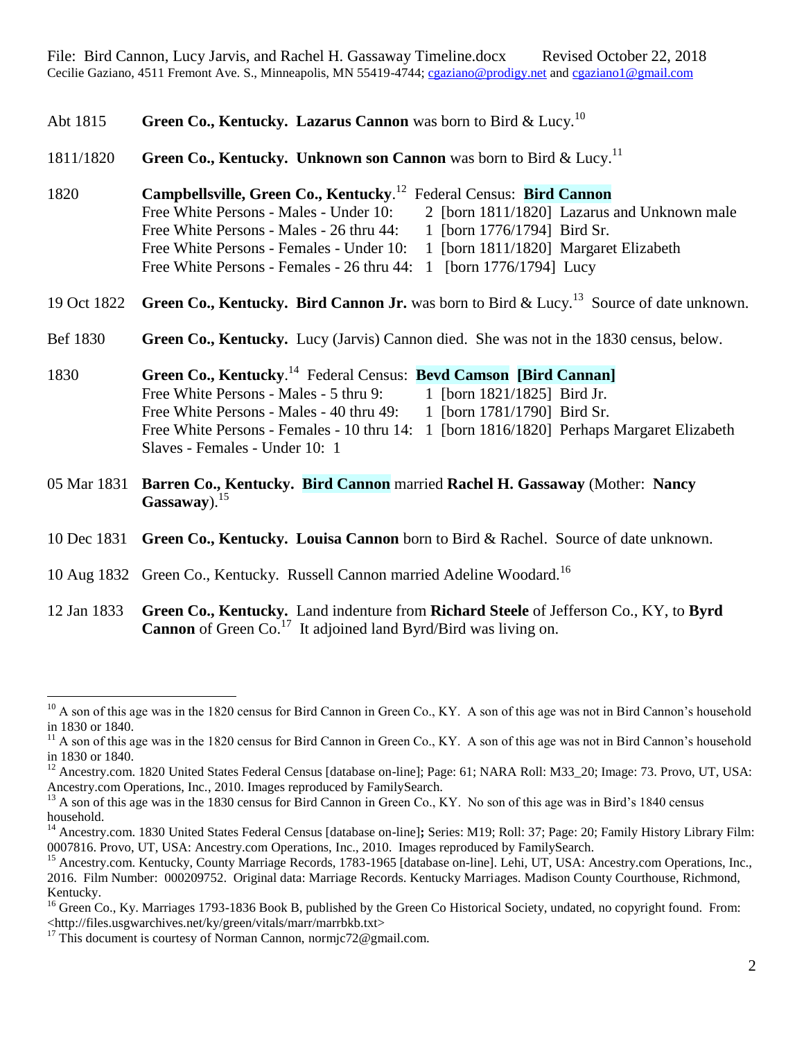File: Bird Cannon, Lucy Jarvis, and Rachel H. Gassaway Timeline.docx Revised October 22, 2018
Cecilie Gaziano, 4511 Fremont Ave. S., Minneapolis, MN 55419-4744; cgaziano@prodigy.net and cgaziano1@gmail.com

Abt 1815 **Green Co., Kentucky. Lazarus Cannon** was born to Bird & Lucy.[10]

1811/1820 **Green Co., Kentucky. Unknown son Cannon** was born to Bird & Lucy.[11]

1820 **Campbellsville, Green Co., Kentucky**.[12] Federal Census: **Bird Cannon**
Free White Persons - Males - Under 10: 2 [born 1811/1820] Lazarus and Unknown male
Free White Persons - Males - 26 thru 44: 1 [born 1776/1794] Bird Sr.
Free White Persons - Females - Under 10: 1 [born 1811/1820] Margaret Elizabeth
Free White Persons - Females - 26 thru 44: 1 [born 1776/1794] Lucy

19 Oct 1822 **Green Co., Kentucky. Bird Cannon Jr.** was born to Bird & Lucy.[13] Source of date unknown.

Bef 1830 **Green Co., Kentucky.** Lucy (Jarvis) Cannon died. She was not in the 1830 census, below.

1830 **Green Co., Kentucky**.[14] Federal Census: **Bevd Camson [Bird Cannan]**
Free White Persons - Males - 5 thru 9: 1 [born 1821/1825] Bird Jr.
Free White Persons - Males - 40 thru 49: 1 [born 1781/1790] Bird Sr.
Free White Persons - Females - 10 thru 14: 1 [born 1816/1820] Perhaps Margaret Elizabeth
Slaves - Females - Under 10: 1

05 Mar 1831 **Barren Co., Kentucky. Bird Cannon** married **Rachel H. Gassaway** (Mother: **Nancy Gassaway**).[15]

10 Dec 1831 **Green Co., Kentucky. Louisa Cannon** born to Bird & Rachel. Source of date unknown.

10 Aug 1832 Green Co., Kentucky. Russell Cannon married Adeline Woodard.[16]

12 Jan 1833 **Green Co., Kentucky.** Land indenture from **Richard Steele** of Jefferson Co., KY, to **Byrd Cannon** of Green Co.[17] It adjoined land Byrd/Bird was living on.

---

[10] A son of this age was in the 1820 census for Bird Cannon in Green Co., KY. A son of this age was not in Bird Cannon's household in 1830 or 1840.

[11] A son of this age was in the 1820 census for Bird Cannon in Green Co., KY. A son of this age was not in Bird Cannon's household in 1830 or 1840.

[12] Ancestry.com. 1820 United States Federal Census [database on-line]; Page: 61; NARA Roll: M33_20; Image: 73. Provo, UT, USA: Ancestry.com Operations, Inc., 2010. Images reproduced by FamilySearch.

[13] A son of this age was in the 1830 census for Bird Cannon in Green Co., KY. No son of this age was in Bird's 1840 census household.

[14] Ancestry.com. 1830 United States Federal Census [database on-line]; Series: M19; Roll: 37; Page: 20; Family History Library Film: 0007816. Provo, UT, USA: Ancestry.com Operations, Inc., 2010. Images reproduced by FamilySearch.

[15] Ancestry.com. Kentucky, County Marriage Records, 1783-1965 [database on-line]. Lehi, UT, USA: Ancestry.com Operations, Inc., 2016. Film Number: 000209752. Original data: Marriage Records. Kentucky Marriages. Madison County Courthouse, Richmond, Kentucky.

[16] Green Co., Ky. Marriages 1793-1836 Book B, published by the Green Co Historical Society, undated, no copyright found. From: <http://files.usgwarchives.net/ky/green/vitals/marr/marrbkb.txt>

[17] This document is courtesy of Norman Cannon, normjc72@gmail.com.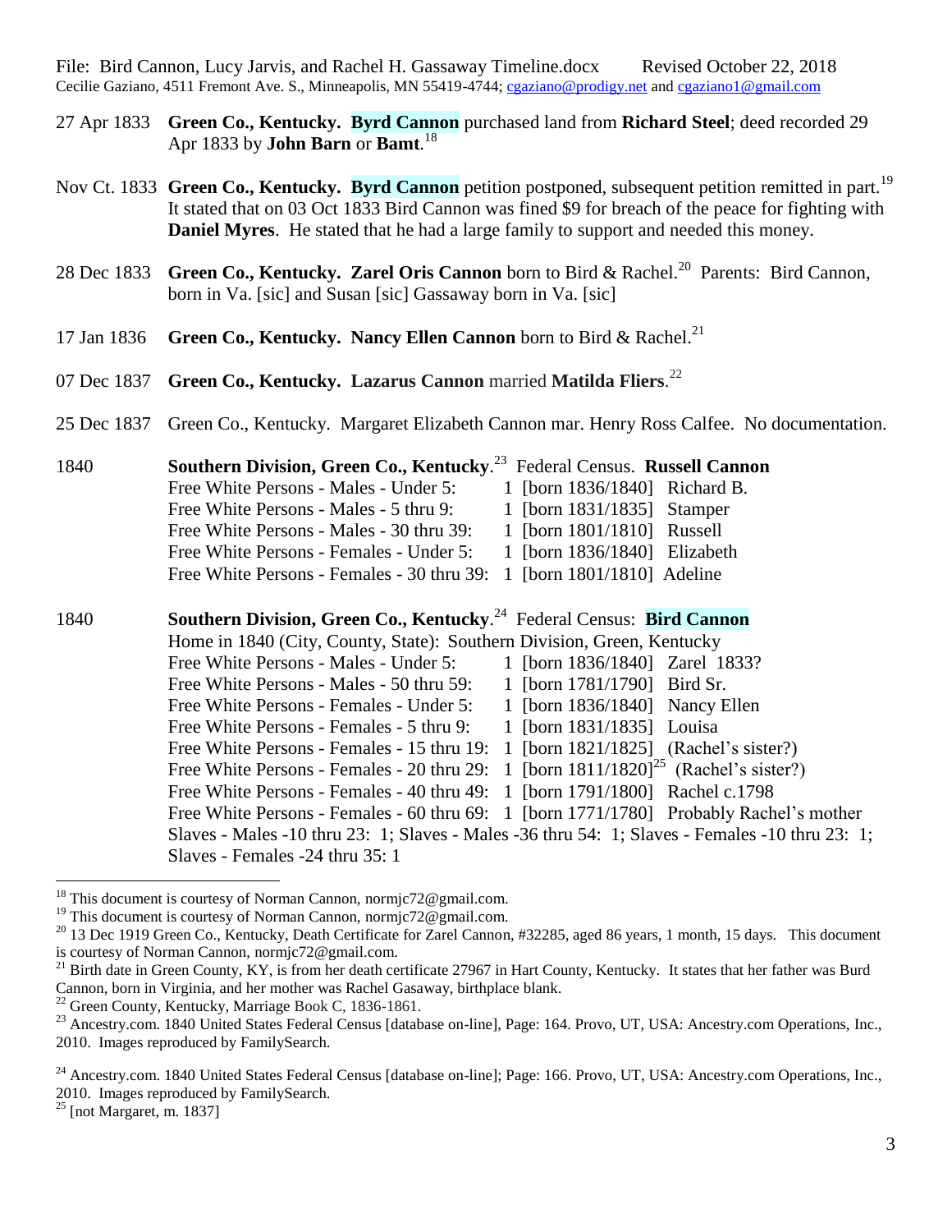27 Apr 1833 **Green Co., Kentucky. Byrd Cannon** purchased land from **Richard Steel**; deed recorded 29 Apr 1833 by **John Barn** or **Bamt**.[18]

Nov Ct. 1833 **Green Co., Kentucky. Byrd Cannon** petition postponed, subsequent petition remitted in part.[19] It stated that on 03 Oct 1833 Bird Cannon was fined $9 for breach of the peace for fighting with **Daniel Myres**. He stated that he had a large family to support and needed this money.

28 Dec 1833 **Green Co., Kentucky. Zarel Oris Cannon** born to Bird & Rachel.[20] Parents: Bird Cannon, born in Va. [sic] and Susan [sic] Gassaway born in Va. [sic]

17 Jan 1836 **Green Co., Kentucky. Nancy Ellen Cannon** born to Bird & Rachel.[21]

07 Dec 1837 **Green Co., Kentucky. Lazarus Cannon** married **Matilda Fliers**.[22]

25 Dec 1837 Green Co., Kentucky. Margaret Elizabeth Cannon mar. Henry Ross Calfee. No documentation.

1840 **Southern Division, Green Co., Kentucky**.[23] Federal Census. **Russell Cannon**

| | | | |
|---|---|---|---|
| Free White Persons - Males - Under 5: | 1 | [born 1836/1840] | Richard B. |
| Free White Persons - Males - 5 thru 9: | 1 | [born 1831/1835] | Stamper |
| Free White Persons - Males - 30 thru 39: | 1 | [born 1801/1810] | Russell |
| Free White Persons - Females - Under 5: | 1 | [born 1836/1840] | Elizabeth |
| Free White Persons - Females - 30 thru 39: | 1 | [born 1801/1810] | Adeline |

1840 **Southern Division, Green Co., Kentucky**.[24] Federal Census: **Bird Cannon**

Home in 1840 (City, County, State): Southern Division, Green, Kentucky

| | | | |
|---|---|---|---|
| Free White Persons - Males - Under 5: | 1 | [born 1836/1840] | Zarel 1833? |
| Free White Persons - Males - 50 thru 59: | 1 | [born 1781/1790] | Bird Sr. |
| Free White Persons - Females - Under 5: | 1 | [born 1836/1840] | Nancy Ellen |
| Free White Persons - Females - 5 thru 9: | 1 | [born 1831/1835] | Louisa |
| Free White Persons - Females - 15 thru 19: | 1 | [born 1821/1825] | (Rachel's sister?) |
| Free White Persons - Females - 20 thru 29: | 1 | [born 1811/1820][25] | (Rachel's sister?) |
| Free White Persons - Females - 40 thru 49: | 1 | [born 1791/1800] | Rachel c.1798 |
| Free White Persons - Females - 60 thru 69: | 1 | [born 1771/1780] | Probably Rachel's mother |

Slaves - Males -10 thru 23: 1; Slaves - Males -36 thru 54: 1; Slaves - Females -10 thru 23: 1; Slaves - Females -24 thru 35: 1

---

[18] This document is courtesy of Norman Cannon, normjc72@gmail.com.

[19] This document is courtesy of Norman Cannon, normjc72@gmail.com.

[20] 13 Dec 1919 Green Co., Kentucky, Death Certificate for Zarel Cannon, #32285, aged 86 years, 1 month, 15 days. This document is courtesy of Norman Cannon, normjc72@gmail.com.

[21] Birth date in Green County, KY, is from her death certificate 27967 in Hart County, Kentucky. It states that her father was Burd Cannon, born in Virginia, and her mother was Rachel Gasaway, birthplace blank.

[22] Green County, Kentucky, Marriage Book C, 1836-1861.

[23] Ancestry.com. 1840 United States Federal Census [database on-line], Page: 164. Provo, UT, USA: Ancestry.com Operations, Inc., 2010. Images reproduced by FamilySearch.

[24] Ancestry.com. 1840 United States Federal Census [database on-line]; Page: 166. Provo, UT, USA: Ancestry.com Operations, Inc., 2010. Images reproduced by FamilySearch.

[25] [not Margaret, m. 1837]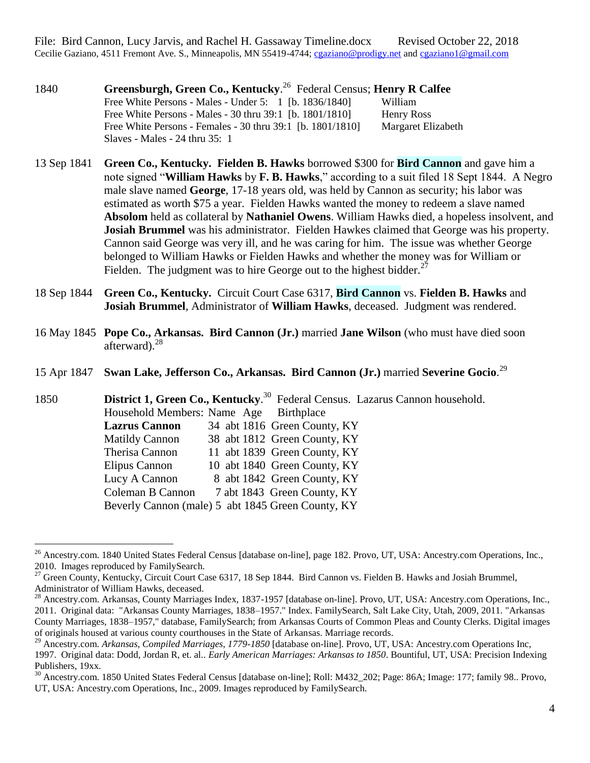1840 **Greensburgh, Green Co., Kentucky**.[26] Federal Census; **Henry R Calfee**

| | |
|---|---|
| Free White Persons - Males - Under 5: 1 [b. 1836/1840] | William |
| Free White Persons - Males - 30 thru 39:1 [b. 1801/1810] | Henry Ross |
| Free White Persons - Females - 30 thru 39:1 [b. 1801/1810] | Margaret Elizabeth |
| Slaves - Males - 24 thru 35: 1 | |

13 Sep 1841 **Green Co., Kentucky. Fielden B. Hawks** borrowed $300 for **Bird Cannon** and gave him a note signed "**William Hawks** by **F. B. Hawks**," according to a suit filed 18 Sept 1844. A Negro male slave named **George**, 17-18 years old, was held by Cannon as security; his labor was estimated as worth $75 a year. Fielden Hawks wanted the money to redeem a slave named **Absolom** held as collateral by **Nathaniel Owens**. William Hawks died, a hopeless insolvent, and **Josiah Brummel** was his administrator. Fielden Hawkes claimed that George was his property. Cannon said George was very ill, and he was caring for him. The issue was whether George belonged to William Hawks or Fielden Hawks and whether the money was for William or Fielden. The judgment was to hire George out to the highest bidder.[27]

18 Sep 1844 **Green Co., Kentucky.** Circuit Court Case 6317, **Bird Cannon** vs. **Fielden B. Hawks** and **Josiah Brummel**, Administrator of **William Hawks**, deceased. Judgment was rendered.

16 May 1845 **Pope Co., Arkansas. Bird Cannon (Jr.)** married **Jane Wilson** (who must have died soon afterward).[28]

15 Apr 1847 **Swan Lake, Jefferson Co., Arkansas. Bird Cannon (Jr.)** married **Severine Gocio**.[29]

1850 **District 1, Green Co., Kentucky**.[30] Federal Census. Lazarus Cannon household.

| Household Members: Name | Age | | Birthplace |
|---|---|---|---|
| **Lazrus Cannon** | 34 | abt 1816 | Green County, KY |
| Matildy Cannon | 38 | abt 1812 | Green County, KY |
| Therisa Cannon | 11 | abt 1839 | Green County, KY |
| Elipus Cannon | 10 | abt 1840 | Green County, KY |
| Lucy A Cannon | 8 | abt 1842 | Green County, KY |
| Coleman B Cannon | 7 | abt 1843 | Green County, KY |
| Beverly Cannon (male) | 5 | abt 1845 | Green County, KY |

---

[26] Ancestry.com. 1840 United States Federal Census [database on-line], page 182. Provo, UT, USA: Ancestry.com Operations, Inc., 2010. Images reproduced by FamilySearch.

[27] Green County, Kentucky, Circuit Court Case 6317, 18 Sep 1844. Bird Cannon vs. Fielden B. Hawks and Josiah Brummel, Administrator of William Hawks, deceased.

[28] Ancestry.com. Arkansas, County Marriages Index, 1837-1957 [database on-line]. Provo, UT, USA: Ancestry.com Operations, Inc., 2011. Original data: "Arkansas County Marriages, 1838–1957." Index. FamilySearch, Salt Lake City, Utah, 2009, 2011. "Arkansas County Marriages, 1838–1957," database, FamilySearch; from Arkansas Courts of Common Pleas and County Clerks. Digital images of originals housed at various county courthouses in the State of Arkansas. Marriage records.

[29] Ancestry.com. *Arkansas, Compiled Marriages, 1779-1850* [database on-line]. Provo, UT, USA: Ancestry.com Operations Inc, 1997. Original data: Dodd, Jordan R, et. al.. *Early American Marriages: Arkansas to 1850*. Bountiful, UT, USA: Precision Indexing Publishers, 19xx.

[30] Ancestry.com. 1850 United States Federal Census [database on-line]; Roll: M432_202; Page: 86A; Image: 177; family 98.. Provo, UT, USA: Ancestry.com Operations, Inc., 2009. Images reproduced by FamilySearch.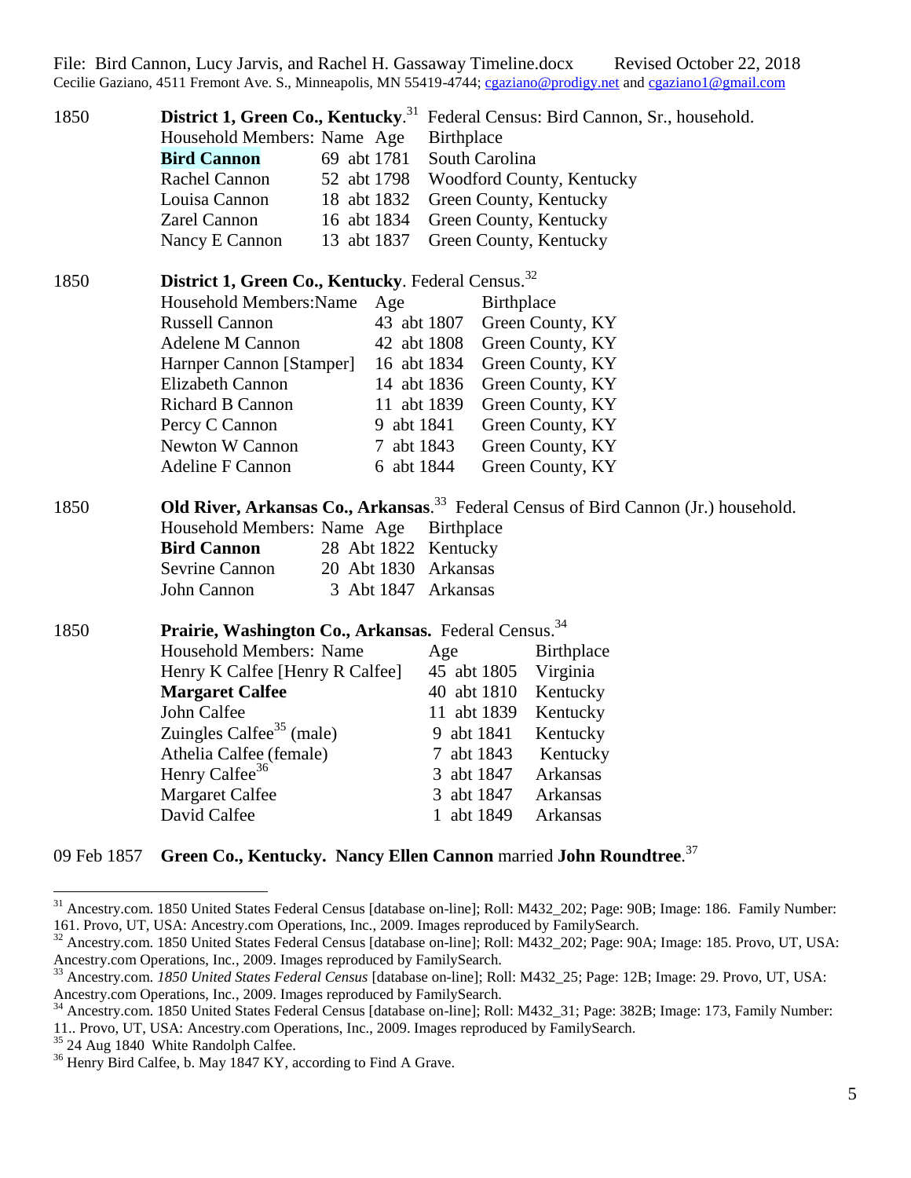1850 **District 1, Green Co., Kentucky**.[31] Federal Census: Bird Cannon, Sr., household.

| Household Members: Name | Age | Birthplace |
|---|---|---|
| **Bird Cannon** | 69 abt 1781 | South Carolina |
| Rachel Cannon | 52 abt 1798 | Woodford County, Kentucky |
| Louisa Cannon | 18 abt 1832 | Green County, Kentucky |
| Zarel Cannon | 16 abt 1834 | Green County, Kentucky |
| Nancy E Cannon | 13 abt 1837 | Green County, Kentucky |

1850 **District 1, Green Co., Kentucky**. Federal Census.[32]

| Household Members:Name | Age | Birthplace |
|---|---|---|
| Russell Cannon | 43 abt 1807 | Green County, KY |
| Adelene M Cannon | 42 abt 1808 | Green County, KY |
| Harnper Cannon [Stamper] | 16 abt 1834 | Green County, KY |
| Elizabeth Cannon | 14 abt 1836 | Green County, KY |
| Richard B Cannon | 11 abt 1839 | Green County, KY |
| Percy C Cannon | 9 abt 1841 | Green County, KY |
| Newton W Cannon | 7 abt 1843 | Green County, KY |
| Adeline F Cannon | 6 abt 1844 | Green County, KY |

1850 **Old River, Arkansas Co., Arkansas**.[33] Federal Census of Bird Cannon (Jr.) household.

| Household Members: Name | Age | Birthplace |
|---|---|---|
| **Bird Cannon** | 28 Abt 1822 | Kentucky |
| Sevrine Cannon | 20 Abt 1830 | Arkansas |
| John Cannon | 3 Abt 1847 | Arkansas |

1850 **Prairie, Washington Co., Arkansas.** Federal Census.[34]

| Household Members: Name | Age | Birthplace |
|---|---|---|
| Henry K Calfee [Henry R Calfee] | 45 abt 1805 | Virginia |
| **Margaret Calfee** | 40 abt 1810 | Kentucky |
| John Calfee | 11 abt 1839 | Kentucky |
| Zuingles Calfee[35] (male) | 9 abt 1841 | Kentucky |
| Athelia Calfee (female) | 7 abt 1843 | Kentucky |
| Henry Calfee[36] | 3 abt 1847 | Arkansas |
| Margaret Calfee | 3 abt 1847 | Arkansas |
| David Calfee | 1 abt 1849 | Arkansas |

09 Feb 1857 **Green Co., Kentucky. Nancy Ellen Cannon** married **John Roundtree**.[37]

---

[31] Ancestry.com. 1850 United States Federal Census [database on-line]; Roll: M432_202; Page: 90B; Image: 186. Family Number: 161. Provo, UT, USA: Ancestry.com Operations, Inc., 2009. Images reproduced by FamilySearch.

[32] Ancestry.com. 1850 United States Federal Census [database on-line]; Roll: M432_202; Page: 90A; Image: 185. Provo, UT, USA: Ancestry.com Operations, Inc., 2009. Images reproduced by FamilySearch.

[33] Ancestry.com. *1850 United States Federal Census* [database on-line]; Roll: M432_25; Page: 12B; Image: 29. Provo, UT, USA: Ancestry.com Operations, Inc., 2009. Images reproduced by FamilySearch.

[34] Ancestry.com. 1850 United States Federal Census [database on-line]; Roll: M432_31; Page: 382B; Image: 173, Family Number: 11.. Provo, UT, USA: Ancestry.com Operations, Inc., 2009. Images reproduced by FamilySearch.

[35] 24 Aug 1840 White Randolph Calfee.

[36] Henry Bird Calfee, b. May 1847 KY, according to Find A Grave.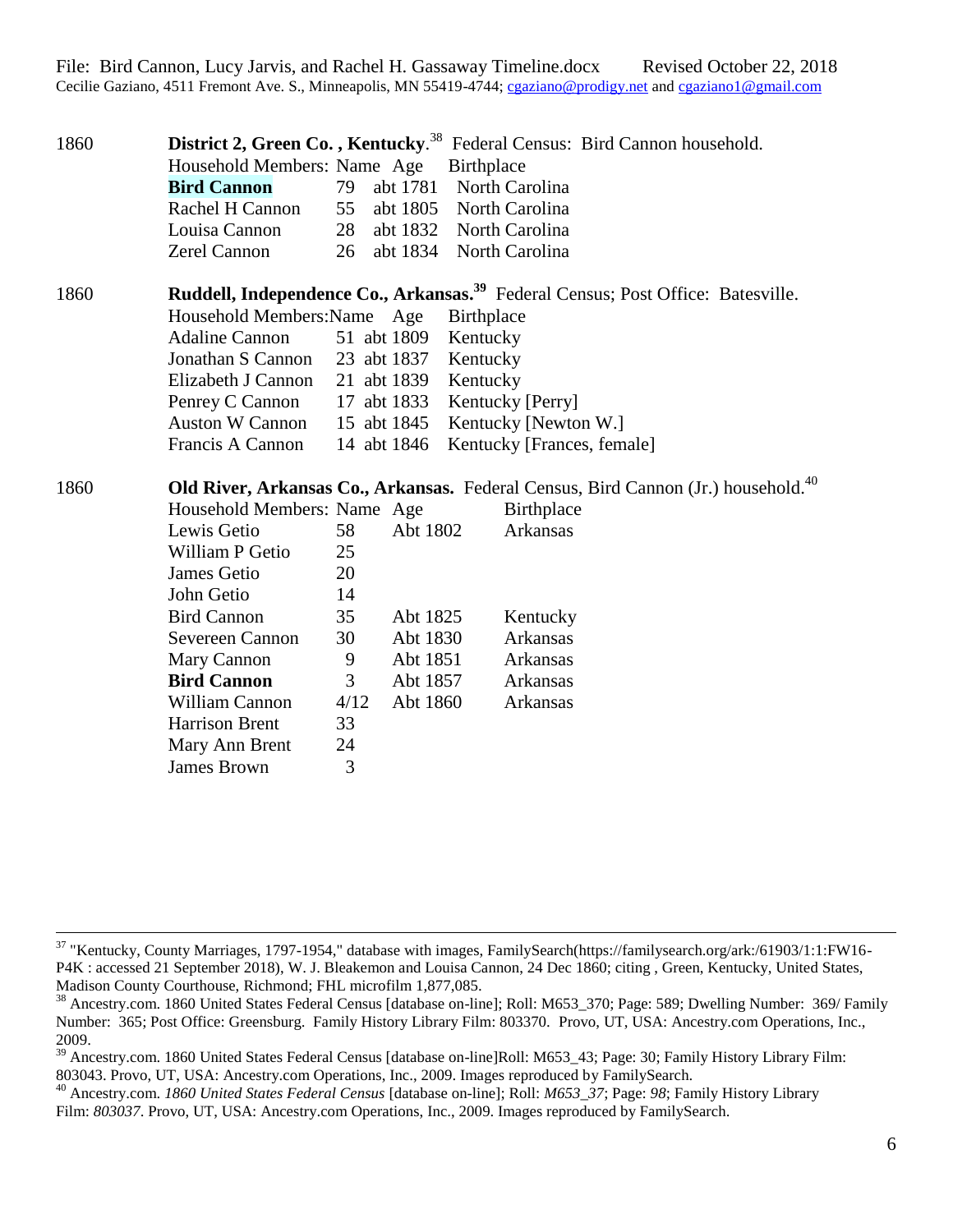1860 **District 2, Green Co. , Kentucky**.[38] Federal Census: Bird Cannon household.

| Household Members: Name | Age | | Birthplace |
|---|---|---|---|
| **Bird Cannon** | 79 | abt 1781 | North Carolina |
| Rachel H Cannon | 55 | abt 1805 | North Carolina |
| Louisa Cannon | 28 | abt 1832 | North Carolina |
| Zerel Cannon | 26 | abt 1834 | North Carolina |

1860 **Ruddell, Independence Co., Arkansas.[39]** Federal Census; Post Office: Batesville.

| Household Members:Name | Age | | Birthplace |
|---|---|---|---|
| Adaline Cannon | 51 | abt 1809 | Kentucky |
| Jonathan S Cannon | 23 | abt 1837 | Kentucky |
| Elizabeth J Cannon | 21 | abt 1839 | Kentucky |
| Penrey C Cannon | 17 | abt 1833 | Kentucky [Perry] |
| Auston W Cannon | 15 | abt 1845 | Kentucky [Newton W.] |
| Francis A Cannon | 14 | abt 1846 | Kentucky [Frances, female] |

1860 **Old River, Arkansas Co., Arkansas.** Federal Census, Bird Cannon (Jr.) household.[40]

| Household Members: Name | Age | | Birthplace |
|---|---|---|---|
| Lewis Getio | 58 | Abt 1802 | Arkansas |
| William P Getio | 25 | | |
| James Getio | 20 | | |
| John Getio | 14 | | |
| Bird Cannon | 35 | Abt 1825 | Kentucky |
| Severeen Cannon | 30 | Abt 1830 | Arkansas |
| Mary Cannon | 9 | Abt 1851 | Arkansas |
| **Bird Cannon** | 3 | Abt 1857 | Arkansas |
| William Cannon | 4/12 | Abt 1860 | Arkansas |
| Harrison Brent | 33 | | |
| Mary Ann Brent | 24 | | |
| James Brown | 3 | | |

---

[37] "Kentucky, County Marriages, 1797-1954," database with images, FamilySearch(https://familysearch.org/ark:/61903/1:1:FW16-P4K : accessed 21 September 2018), W. J. Bleakemon and Louisa Cannon, 24 Dec 1860; citing , Green, Kentucky, United States, Madison County Courthouse, Richmond; FHL microfilm 1,877,085.

[38] Ancestry.com. 1860 United States Federal Census [database on-line]; Roll: M653_370; Page: 589; Dwelling Number: 369/ Family Number: 365; Post Office: Greensburg. Family History Library Film: 803370. Provo, UT, USA: Ancestry.com Operations, Inc., 2009.

[39] Ancestry.com. 1860 United States Federal Census [database on-line]Roll: M653_43; Page: 30; Family History Library Film: 803043. Provo, UT, USA: Ancestry.com Operations, Inc., 2009. Images reproduced by FamilySearch.

[40] Ancestry.com. *1860 United States Federal Census* [database on-line]; Roll: *M653_37*; Page: *98*; Family History Library Film: *803037*. Provo, UT, USA: Ancestry.com Operations, Inc., 2009. Images reproduced by FamilySearch.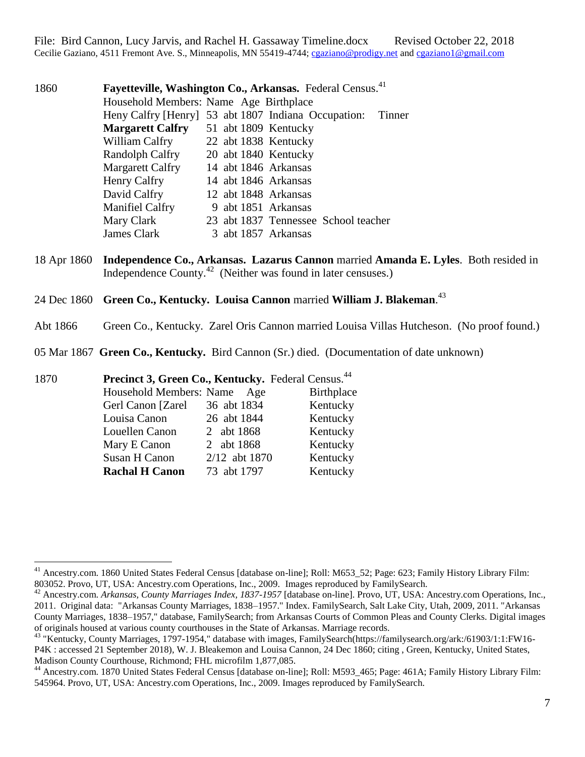**1860** **Fayetteville, Washington Co., Arkansas.** Federal Census.[41]

| Household Members: Name | Age | Birthplace | |
|---|---|---|---|
| Heny Calfry [Henry] | 53 abt 1807 | Indiana | Occupation: Tinner |
| **Margarett Calfry** | 51 abt 1809 | Kentucky | |
| William Calfry | 22 abt 1838 | Kentucky | |
| Randolph Calfry | 20 abt 1840 | Kentucky | |
| Margarett Calfry | 14 abt 1846 | Arkansas | |
| Henry Calfry | 14 abt 1846 | Arkansas | |
| David Calfry | 12 abt 1848 | Arkansas | |
| Manifiel Calfry | 9 abt 1851 | Arkansas | |
| Mary Clark | 23 abt 1837 | Tennessee | School teacher |
| James Clark | 3 abt 1857 | Arkansas | |

**18 Apr 1860** **Independence Co., Arkansas. Lazarus Cannon** married **Amanda E. Lyles**. Both resided in Independence County.[42] (Neither was found in later censuses.)

**24 Dec 1860** **Green Co., Kentucky. Louisa Cannon** married **William J. Blakeman**.[43]

**Abt 1866** Green Co., Kentucky. Zarel Oris Cannon married Louisa Villas Hutcheson. (No proof found.)

**05 Mar 1867** **Green Co., Kentucky.** Bird Cannon (Sr.) died. (Documentation of date unknown)

**1870** **Precinct 3, Green Co., Kentucky.** Federal Census.[44]

| Household Members: Name | Age | Birthplace |
|---|---|---|
| Gerl Canon [Zarel | 36 abt 1834 | Kentucky |
| Louisa Canon | 26 abt 1844 | Kentucky |
| Louellen Canon | 2 abt 1868 | Kentucky |
| Mary E Canon | 2 abt 1868 | Kentucky |
| Susan H Canon | 2/12 abt 1870 | Kentucky |
| **Rachal H Canon** | 73 abt 1797 | Kentucky |

---

[41] Ancestry.com. 1860 United States Federal Census [database on-line]; Roll: M653_52; Page: 623; Family History Library Film: 803052. Provo, UT, USA: Ancestry.com Operations, Inc., 2009. Images reproduced by FamilySearch.

[42] Ancestry.com. *Arkansas, County Marriages Index, 1837-1957* [database on-line]. Provo, UT, USA: Ancestry.com Operations, Inc., 2011. Original data: "Arkansas County Marriages, 1838–1957." Index. FamilySearch, Salt Lake City, Utah, 2009, 2011. "Arkansas County Marriages, 1838–1957," database, FamilySearch; from Arkansas Courts of Common Pleas and County Clerks. Digital images of originals housed at various county courthouses in the State of Arkansas. Marriage records.

[43] "Kentucky, County Marriages, 1797-1954," database with images, FamilySearch(https://familysearch.org/ark:/61903/1:1:FW16-P4K : accessed 21 September 2018), W. J. Bleakemon and Louisa Cannon, 24 Dec 1860; citing , Green, Kentucky, United States, Madison County Courthouse, Richmond; FHL microfilm 1,877,085.

[44] Ancestry.com. 1870 United States Federal Census [database on-line]; Roll: M593_465; Page: 461A; Family History Library Film: 545964. Provo, UT, USA: Ancestry.com Operations, Inc., 2009. Images reproduced by FamilySearch.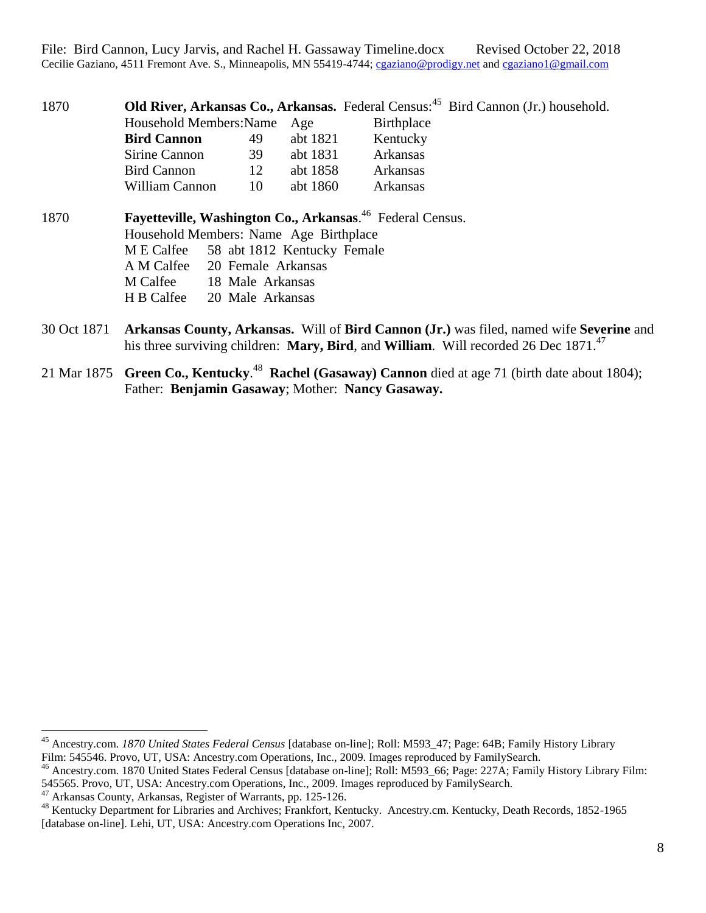1870 **Old River, Arkansas Co., Arkansas.** Federal Census:[45] Bird Cannon (Jr.) household.

| Household Members:Name | Age | | Birthplace |
|---|---|---|---|
| **Bird Cannon** | 49 | abt 1821 | Kentucky |
| Sirine Cannon | 39 | abt 1831 | Arkansas |
| Bird Cannon | 12 | abt 1858 | Arkansas |
| William Cannon | 10 | abt 1860 | Arkansas |

1870 **Fayetteville, Washington Co., Arkansas**.[46] Federal Census.

Household Members: Name Age Birthplace
M E Calfee 58 abt 1812 Kentucky Female
A M Calfee 20 Female Arkansas
M Calfee 18 Male Arkansas
H B Calfee 20 Male Arkansas

30 Oct 1871 **Arkansas County, Arkansas.** Will of **Bird Cannon (Jr.)** was filed, named wife **Severine** and his three surviving children: **Mary, Bird**, and **William**. Will recorded 26 Dec 1871.[47]

21 Mar 1875 **Green Co., Kentucky**.[48] **Rachel (Gasaway) Cannon** died at age 71 (birth date about 1804); Father: **Benjamin Gasaway**; Mother: **Nancy Gasaway.**

---

[45] Ancestry.com. *1870 United States Federal Census* [database on-line]; Roll: M593_47; Page: 64B; Family History Library Film: 545546. Provo, UT, USA: Ancestry.com Operations, Inc., 2009. Images reproduced by FamilySearch.

[46] Ancestry.com. 1870 United States Federal Census [database on-line]; Roll: M593_66; Page: 227A; Family History Library Film: 545565. Provo, UT, USA: Ancestry.com Operations, Inc., 2009. Images reproduced by FamilySearch.

[47] Arkansas County, Arkansas, Register of Warrants, pp. 125-126.

[48] Kentucky Department for Libraries and Archives; Frankfort, Kentucky. Ancestry.cm. Kentucky, Death Records, 1852-1965 [database on-line]. Lehi, UT, USA: Ancestry.com Operations Inc, 2007.